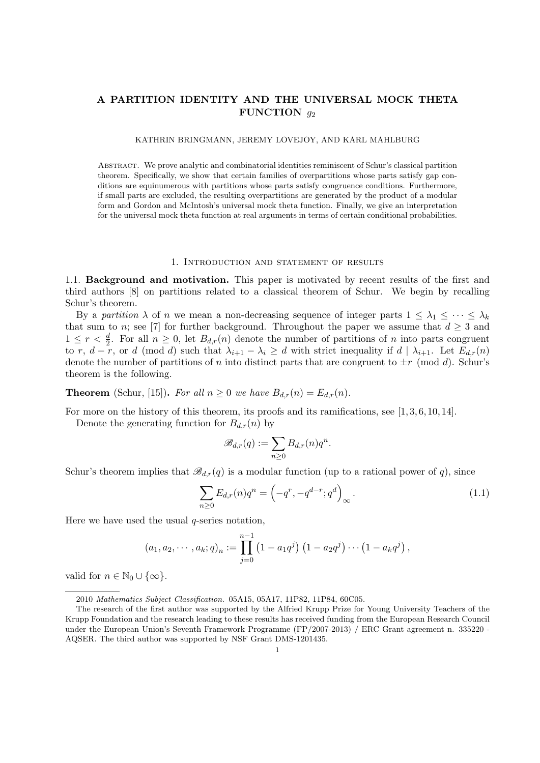# A PARTITION IDENTITY AND THE UNIVERSAL MOCK THETA FUNCTION $g_2$

KATHRIN BRINGMANN, JEREMY LOVEJOY, AND KARL MAHLBURG

Abstract. We prove analytic and combinatorial identities reminiscent of Schur's classical partition theorem. Specifically, we show that certain families of overpartitions whose parts satisfy gap conditions are equinumerous with partitions whose parts satisfy congruence conditions. Furthermore, if small parts are excluded, the resulting overpartitions are generated by the product of a modular form and Gordon and McIntosh's universal mock theta function. Finally, we give an interpretation for the universal mock theta function at real arguments in terms of certain conditional probabilities.

## 1. Introduction and statement of results

### 1.1. Background and motivation.

This paper is motivated by recent results of the first and third authors [8] on partitions related to a classical theorem of Schur. We begin by recalling Schur's theorem.

By a *partition* $\lambda$ of $n$ we mean a non-decreasing sequence of integer parts $1 \leq \lambda_1 \leq \cdots \leq \lambda_k$ that sum to $n$; see [7] for further background. Throughout the paper we assume that $d \geq 3$ and $1 \leq r < \frac{d}{2}$. For all $n \geq 0$, let $B_{d,r}(n)$ denote the number of partitions of $n$ into parts congruent to $r$, $d-r$, or $d \pmod{d}$ such that $\lambda_{i+1} - \lambda_i \geq d$ with strict inequality if $d \mid \lambda_{i+1}$. Let $E_{d,r}(n)$ denote the number of partitions of $n$ into distinct parts that are congruent to $\pm r \pmod{d}$. Schur's theorem is the following.

**Theorem** (Schur, [15]). *For all $n \geq 0$ we have $B_{d,r}(n) = E_{d,r}(n)$.*

For more on the history of this theorem, its proofs and its ramifications, see [1, 3, 6, 10, 14].

Denote the generating function for $B_{d,r}(n)$ by

$$\mathscr{B}_{d,r}(q) := \sum_{n \geq 0} B_{d,r}(n) q^n.$$

Schur's theorem implies that $\mathscr{B}_{d,r}(q)$ is a modular function (up to a rational power of $q$), since

$$\sum_{n \geq 0} E_{d,r}(n) q^n = \left(-q^r, -q^{d-r}; q^d\right)_\infty. \tag{1.1}$$

Here we have used the usual $q$-series notation,

$$(a_1, a_2, \cdots, a_k; q)_n := \prod_{j=0}^{n-1} \left(1 - a_1 q^j\right)\left(1 - a_2 q^j\right) \cdots \left(1 - a_k q^j\right),$$

valid for $n \in \mathbb{N}_0 \cup \{\infty\}$.

---

2010 *Mathematics Subject Classification.* 05A15, 05A17, 11P82, 11P84, 60C05.

The research of the first author was supported by the Alfried Krupp Prize for Young University Teachers of the Krupp Foundation and the research leading to these results has received funding from the European Research Council under the European Union's Seventh Framework Programme (FP/2007-2013) / ERC Grant agreement n. 335220 - AQSER. The third author was supported by NSF Grant DMS-1201435.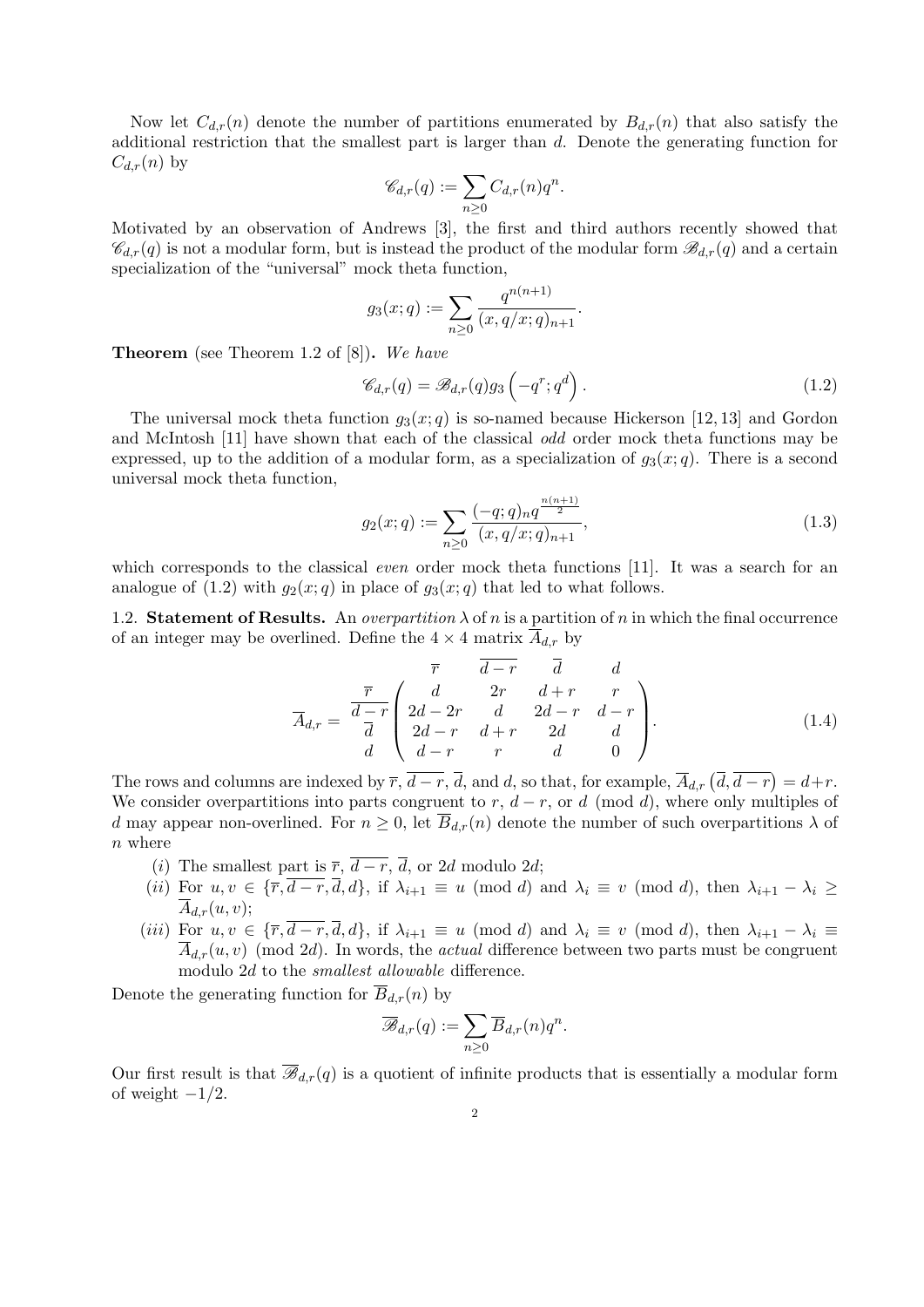Now let $C_{d,r}(n)$ denote the number of partitions enumerated by $B_{d,r}(n)$ that also satisfy the additional restriction that the smallest part is larger than $d$. Denote the generating function for $C_{d,r}(n)$ by

$$\mathscr{C}_{d,r}(q) := \sum_{n\geq 0} C_{d,r}(n)q^n.$$

Motivated by an observation of Andrews [3], the first and third authors recently showed that $\mathscr{C}_{d,r}(q)$ is not a modular form, but is instead the product of the modular form $\mathscr{B}_{d,r}(q)$ and a certain specialization of the "universal" mock theta function,

$$g_3(x;q) := \sum_{n\geq 0} \frac{q^{n(n+1)}}{(x, q/x;q)_{n+1}}.$$

**Theorem** (see Theorem 1.2 of [8])**.** *We have*

$$\mathscr{C}_{d,r}(q) = \mathscr{B}_{d,r}(q) g_3\left(-q^r;q^d\right). \tag{1.2}$$

The universal mock theta function $g_3(x;q)$ is so-named because Hickerson [12, 13] and Gordon and McIntosh [11] have shown that each of the classical *odd* order mock theta functions may be expressed, up to the addition of a modular form, as a specialization of $g_3(x;q)$. There is a second universal mock theta function,

$$g_2(x;q) := \sum_{n\geq 0} \frac{(-q;q)_n q^{\frac{n(n+1)}{2}}}{(x, q/x;q)_{n+1}}, \tag{1.3}$$

which corresponds to the classical *even* order mock theta functions [11]. It was a search for an analogue of (1.2) with $g_2(x;q)$ in place of $g_3(x;q)$ that led to what follows.

1.2. **Statement of Results.** An *overpartition* $\lambda$ of $n$ is a partition of $n$ in which the final occurrence of an integer may be overlined. Define the $4 \times 4$ matrix $\overline{A}_{d,r}$ by

$$\overline{A}_{d,r} = \begin{array}{c} \\ \overline{r} \\ \overline{d-r} \\ \overline{d} \\ d \end{array} \begin{array}{c} \begin{array}{cccc} \overline{r} & \overline{d-r} & \overline{d} & d \end{array} \\ \begin{pmatrix} d & 2r & d+r & r \\ 2d-2r & d & 2d-r & d-r \\ 2d-r & d+r & 2d & d \\ d-r & r & d & 0 \end{pmatrix} \end{array}. \tag{1.4}$$

The rows and columns are indexed by $\overline{r}$, $\overline{d-r}$, $\overline{d}$, and $d$, so that, for example, $\overline{A}_{d,r}\left(\overline{d}, \overline{d-r}\right) = d+r$. We consider overpartitions into parts congruent to $r$, $d-r$, or $d$ (mod $d$), where only multiples of $d$ may appear non-overlined. For $n \geq 0$, let $\overline{B}_{d,r}(n)$ denote the number of such overpartitions $\lambda$ of $n$ where

(*i*) The smallest part is $\overline{r}$, $\overline{d-r}$, $\overline{d}$, or $2d$ modulo $2d$;

(*ii*) For $u, v \in \{\overline{r}, \overline{d-r}, \overline{d}, d\}$, if $\lambda_{i+1} \equiv u \pmod d$ and $\lambda_i \equiv v \pmod d$, then $\lambda_{i+1} - \lambda_i \geq \overline{A}_{d,r}(u,v)$;

(*iii*) For $u, v \in \{\overline{r}, \overline{d-r}, \overline{d}, d\}$, if $\lambda_{i+1} \equiv u \pmod d$ and $\lambda_i \equiv v \pmod d$, then $\lambda_{i+1} - \lambda_i \equiv \overline{A}_{d,r}(u,v) \pmod{2d}$. In words, the *actual* difference between two parts must be congruent modulo $2d$ to the *smallest allowable* difference.

Denote the generating function for $\overline{B}_{d,r}(n)$ by

$$\overline{\mathscr{B}}_{d,r}(q) := \sum_{n\geq 0} \overline{B}_{d,r}(n)q^n.$$

Our first result is that $\overline{\mathscr{B}}_{d,r}(q)$ is a quotient of infinite products that is essentially a modular form of weight $-1/2$.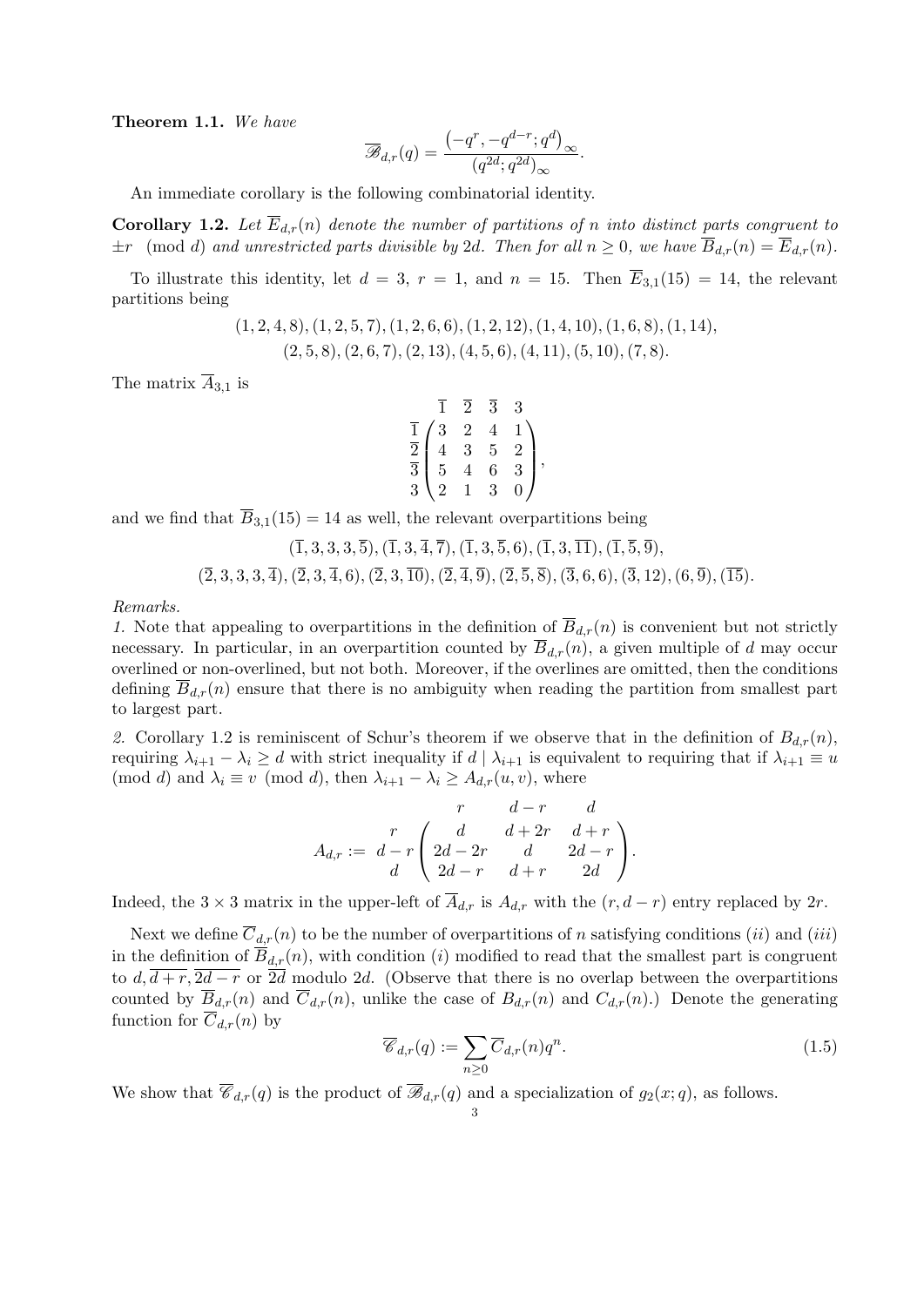**Theorem 1.1.** *We have*

$$\overline{\mathscr{B}}_{d,r}(q) = \frac{\left(-q^r, -q^{d-r}; q^d\right)_\infty}{(q^{2d}; q^{2d})_\infty}.$$

An immediate corollary is the following combinatorial identity.

**Corollary 1.2.** *Let $\overline{E}_{d,r}(n)$ denote the number of partitions of $n$ into distinct parts congruent to $\pm r \pmod{d}$ and unrestricted parts divisible by $2d$. Then for all $n \geq 0$, we have $\overline{B}_{d,r}(n) = \overline{E}_{d,r}(n)$.*

To illustrate this identity, let $d = 3$, $r = 1$, and $n = 15$. Then $\overline{E}_{3,1}(15) = 14$, the relevant partitions being

$$(1, 2, 4, 8), (1, 2, 5, 7), (1, 2, 6, 6), (1, 2, 12), (1, 4, 10), (1, 6, 8), (1, 14),$$
$$(2, 5, 8), (2, 6, 7), (2, 13), (4, 5, 6), (4, 11), (5, 10), (7, 8).$$

The matrix $\overline{A}_{3,1}$ is

$$\begin{array}{c} \\ \overline{1} \\ \overline{2} \\ \overline{3} \\ 3 \end{array}
\begin{array}{c} \begin{array}{cccc} \overline{1} & \overline{2} & \overline{3} & 3 \end{array} \\ \begin{pmatrix} 3 & 2 & 4 & 1 \\ 4 & 3 & 5 & 2 \\ 5 & 4 & 6 & 3 \\ 2 & 1 & 3 & 0 \end{pmatrix} \end{array},$$

and we find that $\overline{B}_{3,1}(15) = 14$ as well, the relevant overpartitions being

$$(\overline{1}, 3, 3, 3, \overline{5}), (\overline{1}, 3, \overline{4}, \overline{7}), (\overline{1}, 3, \overline{5}, 6), (\overline{1}, 3, \overline{11}), (\overline{1}, \overline{5}, \overline{9}),$$
$$(\overline{2}, 3, 3, 3, \overline{4}), (\overline{2}, 3, \overline{4}, 6), (\overline{2}, 3, \overline{10}), (\overline{2}, \overline{4}, \overline{9}), (\overline{2}, \overline{5}, \overline{8}), (\overline{3}, 6, 6), (\overline{3}, 12), (6, \overline{9}), (\overline{15}).$$

*Remarks.*

*1.* Note that appealing to overpartitions in the definition of $\overline{B}_{d,r}(n)$ is convenient but not strictly necessary. In particular, in an overpartition counted by $\overline{B}_{d,r}(n)$, a given multiple of $d$ may occur overlined or non-overlined, but not both. Moreover, if the overlines are omitted, then the conditions defining $\overline{B}_{d,r}(n)$ ensure that there is no ambiguity when reading the partition from smallest part to largest part.

*2.* Corollary 1.2 is reminiscent of Schur's theorem if we observe that in the definition of $B_{d,r}(n)$, requiring $\lambda_{i+1} - \lambda_i \geq d$ with strict inequality if $d \mid \lambda_{i+1}$ is equivalent to requiring that if $\lambda_{i+1} \equiv u \pmod{d}$ and $\lambda_i \equiv v \pmod{d}$, then $\lambda_{i+1} - \lambda_i \geq A_{d,r}(u, v)$, where

$$A_{d,r} := \begin{array}{c} \\ r \\ d-r \\ d \end{array}
\begin{array}{c} \begin{array}{ccc} r & d-r & d \end{array} \\ \begin{pmatrix} d & d+2r & d+r \\ 2d-2r & d & 2d-r \\ 2d-r & d+r & 2d \end{pmatrix} \end{array}.$$

Indeed, the $3 \times 3$ matrix in the upper-left of $\overline{A}_{d,r}$ is $A_{d,r}$ with the $(r, d-r)$ entry replaced by $2r$.

Next we define $\overline{C}_{d,r}(n)$ to be the number of overpartitions of $n$ satisfying conditions $(ii)$ and $(iii)$ in the definition of $\overline{B}_{d,r}(n)$, with condition $(i)$ modified to read that the smallest part is congruent to $d, \overline{d+r}, \overline{2d-r}$ or $\overline{2d}$ modulo $2d$. (Observe that there is no overlap between the overpartitions counted by $\overline{B}_{d,r}(n)$ and $\overline{C}_{d,r}(n)$, unlike the case of $B_{d,r}(n)$ and $C_{d,r}(n)$.) Denote the generating function for $\overline{C}_{d,r}(n)$ by

$$\overline{\mathscr{C}}_{d,r}(q) := \sum_{n \geq 0} \overline{C}_{d,r}(n) q^n. \tag{1.5}$$

We show that $\overline{\mathscr{C}}_{d,r}(q)$ is the product of $\overline{\mathscr{B}}_{d,r}(q)$ and a specialization of $g_2(x; q)$, as follows.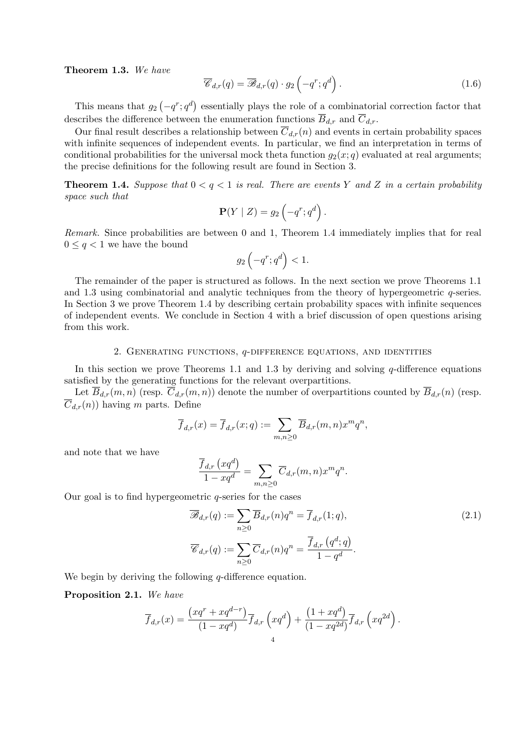**Theorem 1.3.** *We have*

$$\overline{\mathscr{C}}_{d,r}(q) = \overline{\mathscr{B}}_{d,r}(q) \cdot g_2\left(-q^r; q^d\right). \tag{1.6}$$

This means that $g_2\left(-q^r; q^d\right)$ essentially plays the role of a combinatorial correction factor that describes the difference between the enumeration functions $\overline{B}_{d,r}$ and $\overline{C}_{d,r}$.

Our final result describes a relationship between $\overline{C}_{d,r}(n)$ and events in certain probability spaces with infinite sequences of independent events. In particular, we find an interpretation in terms of conditional probabilities for the universal mock theta function $g_2(x; q)$ evaluated at real arguments; the precise definitions for the following result are found in Section 3.

**Theorem 1.4.** *Suppose that $0 < q < 1$ is real. There are events $Y$ and $Z$ in a certain probability space such that*

$$\mathbf{P}(Y \mid Z) = g_2\left(-q^r; q^d\right).$$

*Remark.* Since probabilities are between 0 and 1, Theorem 1.4 immediately implies that for real $0 \leq q < 1$ we have the bound

$$g_2\left(-q^r; q^d\right) < 1.$$

The remainder of the paper is structured as follows. In the next section we prove Theorems 1.1 and 1.3 using combinatorial and analytic techniques from the theory of hypergeometric $q$-series. In Section 3 we prove Theorem 1.4 by describing certain probability spaces with infinite sequences of independent events. We conclude in Section 4 with a brief discussion of open questions arising from this work.

## 2. Generating functions, $q$-difference equations, and identities

In this section we prove Theorems 1.1 and 1.3 by deriving and solving $q$-difference equations satisfied by the generating functions for the relevant overpartitions.

Let $\overline{B}_{d,r}(m,n)$ (resp. $\overline{C}_{d,r}(m,n)$) denote the number of overpartitions counted by $\overline{B}_{d,r}(n)$ (resp. $\overline{C}_{d,r}(n)$) having $m$ parts. Define

$$\overline{f}_{d,r}(x) = \overline{f}_{d,r}(x;q) := \sum_{m,n \geq 0} \overline{B}_{d,r}(m,n) x^m q^n,$$

and note that we have

$$\frac{\overline{f}_{d,r}\left(xq^d\right)}{1 - xq^d} = \sum_{m,n \geq 0} \overline{C}_{d,r}(m,n) x^m q^n.$$

Our goal is to find hypergeometric $q$-series for the cases

$$\overline{\mathscr{B}}_{d,r}(q) := \sum_{n \geq 0} \overline{B}_{d,r}(n) q^n = \overline{f}_{d,r}(1;q), \tag{2.1}$$

$$\overline{\mathscr{C}}_{d,r}(q) := \sum_{n \geq 0} \overline{C}_{d,r}(n) q^n = \frac{\overline{f}_{d,r}\left(q^d;q\right)}{1 - q^d}.$$

We begin by deriving the following $q$-difference equation.

**Proposition 2.1.** *We have*

$$\overline{f}_{d,r}(x) = \frac{\left(xq^r + xq^{d-r}\right)}{\left(1 - xq^d\right)} \overline{f}_{d,r}\left(xq^d\right) + \frac{\left(1 + xq^d\right)}{\left(1 - xq^{2d}\right)} \overline{f}_{d,r}\left(xq^{2d}\right).$$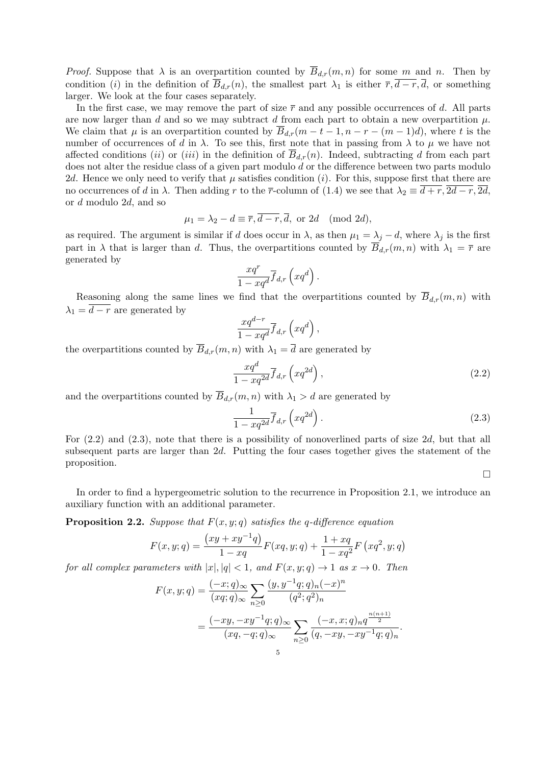*Proof.* Suppose that $\lambda$ is an overpartition counted by $\overline{B}_{d,r}(m,n)$ for some $m$ and $n$. Then by condition $(i)$ in the definition of $\overline{B}_{d,r}(n)$, the smallest part $\lambda_1$ is either $\overline{r}, \overline{d-r}, \overline{d}$, or something larger. We look at the four cases separately.

In the first case, we may remove the part of size $\overline{r}$ and any possible occurrences of $d$. All parts are now larger than $d$ and so we may subtract $d$ from each part to obtain a new overpartition $\mu$. We claim that $\mu$ is an overpartition counted by $\overline{B}_{d,r}(m-t-1, n-r-(m-1)d)$, where $t$ is the number of occurrences of $d$ in $\lambda$. To see this, first note that in passing from $\lambda$ to $\mu$ we have not affected conditions $(ii)$ or $(iii)$ in the definition of $\overline{B}_{d,r}(n)$. Indeed, subtracting $d$ from each part does not alter the residue class of a given part modulo $d$ or the difference between two parts modulo $2d$. Hence we only need to verify that $\mu$ satisfies condition $(i)$. For this, suppose first that there are no occurrences of $d$ in $\lambda$. Then adding $r$ to the $\overline{r}$-column of (1.4) we see that $\lambda_2 \equiv \overline{d+r}, \overline{2d-r}, \overline{2d}$, or $d$ modulo $2d$, and so

$$\mu_1 = \lambda_2 - d \equiv \overline{r}, \overline{d-r}, \overline{d}, \text{ or } 2d \pmod{2d},$$

as required. The argument is similar if $d$ does occur in $\lambda$, as then $\mu_1 = \lambda_j - d$, where $\lambda_j$ is the first part in $\lambda$ that is larger than $d$. Thus, the overpartitions counted by $\overline{B}_{d,r}(m,n)$ with $\lambda_1 = \overline{r}$ are generated by

$$\frac{xq^r}{1-xq^d}\overline{f}_{d,r}\left(xq^d\right).$$

Reasoning along the same lines we find that the overpartitions counted by $\overline{B}_{d,r}(m,n)$ with $\lambda_1 = \overline{d-r}$ are generated by

$$\frac{xq^{d-r}}{1-xq^d}\overline{f}_{d,r}\left(xq^d\right),$$

the overpartitions counted by $\overline{B}_{d,r}(m,n)$ with $\lambda_1 = \overline{d}$ are generated by

$$\frac{xq^d}{1-xq^{2d}}\overline{f}_{d,r}\left(xq^{2d}\right), \tag{2.2}$$

and the overpartitions counted by $\overline{B}_{d,r}(m,n)$ with $\lambda_1 > d$ are generated by

$$\frac{1}{1-xq^{2d}}\overline{f}_{d,r}\left(xq^{2d}\right). \tag{2.3}$$

For (2.2) and (2.3), note that there is a possibility of nonoverlined parts of size $2d$, but that all subsequent parts are larger than $2d$. Putting the four cases together gives the statement of the proposition.

$\square$

In order to find a hypergeometric solution to the recurrence in Proposition 2.1, we introduce an auxiliary function with an additional parameter.

**Proposition 2.2.** *Suppose that $F(x,y;q)$ satisfies the $q$-difference equation*

$$F(x,y;q) = \frac{\left(xy + xy^{-1}q\right)}{1-xq}F(xq,y;q) + \frac{1+xq}{1-xq^2}F\left(xq^2,y;q\right)$$

*for all complex parameters with $|x|,|q|<1$, and $F(x,y;q) \to 1$ as $x \to 0$. Then*

$$\begin{aligned}
F(x,y;q) &= \frac{(-x;q)_\infty}{(xq;q)_\infty}\sum_{n\geq 0}\frac{(y,y^{-1}q;q)_n(-x)^n}{(q^2;q^2)_n} \\
&= \frac{(-xy,-xy^{-1}q;q)_\infty}{(xq,-q;q)_\infty}\sum_{n\geq 0}\frac{(-x,x;q)_n q^{\frac{n(n+1)}{2}}}{(q,-xy,-xy^{-1}q;q)_n}.
\end{aligned}$$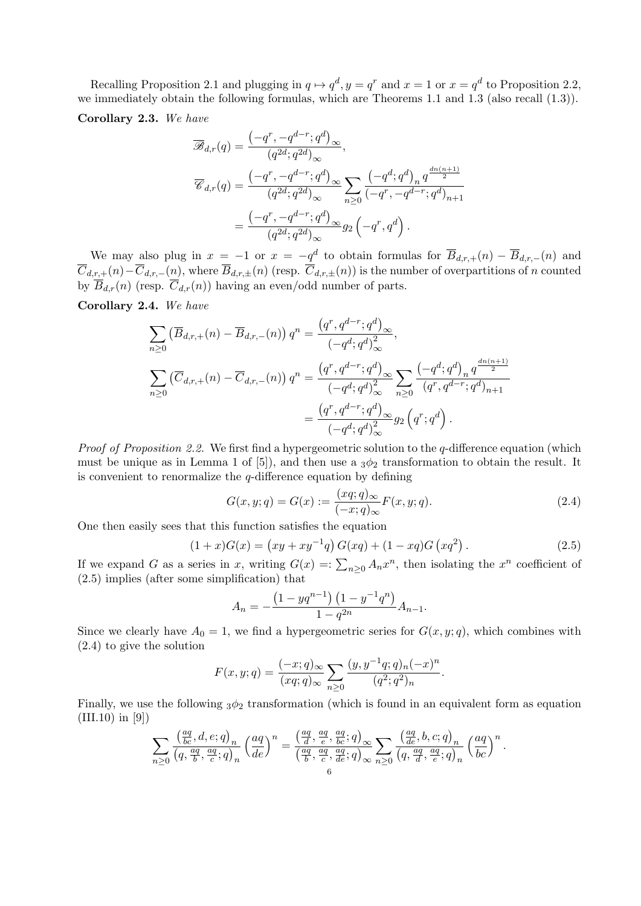Recalling Proposition 2.1 and plugging in $q \mapsto q^d, y = q^r$ and $x = 1$ or $x = q^d$ to Proposition 2.2, we immediately obtain the following formulas, which are Theorems 1.1 and 1.3 (also recall (1.3)).

**Corollary 2.3.** *We have*

$$\overline{\mathscr{B}}_{d,r}(q) = \frac{\left(-q^r, -q^{d-r}; q^d\right)_\infty}{\left(q^{2d}; q^{2d}\right)_\infty},$$

$$\overline{\mathscr{C}}_{d,r}(q) = \frac{\left(-q^r, -q^{d-r}; q^d\right)_\infty}{\left(q^{2d}; q^{2d}\right)_\infty} \sum_{n \geq 0} \frac{\left(-q^d; q^d\right)_n q^{\frac{dn(n+1)}{2}}}{\left(-q^r, -q^{d-r}; q^d\right)_{n+1}}$$

$$= \frac{\left(-q^r, -q^{d-r}; q^d\right)_\infty}{\left(q^{2d}; q^{2d}\right)_\infty} g_2\left(-q^r, q^d\right).$$

We may also plug in $x = -1$ or $x = -q^d$ to obtain formulas for $\overline{B}_{d,r,+}(n) - \overline{B}_{d,r,-}(n)$ and $\overline{C}_{d,r,+}(n) - \overline{C}_{d,r,-}(n)$, where $\overline{B}_{d,r,\pm}(n)$ (resp. $\overline{C}_{d,r,\pm}(n)$) is the number of overpartitions of $n$ counted by $\overline{B}_{d,r}(n)$ (resp. $\overline{C}_{d,r}(n)$) having an even/odd number of parts.

**Corollary 2.4.** *We have*

$$\sum_{n \geq 0} \left(\overline{B}_{d,r,+}(n) - \overline{B}_{d,r,-}(n)\right) q^n = \frac{\left(q^r, q^{d-r}; q^d\right)_\infty}{\left(-q^d; q^d\right)_\infty^2},$$

$$\sum_{n \geq 0} \left(\overline{C}_{d,r,+}(n) - \overline{C}_{d,r,-}(n)\right) q^n = \frac{\left(q^r, q^{d-r}; q^d\right)_\infty}{\left(-q^d; q^d\right)_\infty^2} \sum_{n \geq 0} \frac{\left(-q^d; q^d\right)_n q^{\frac{dn(n+1)}{2}}}{\left(q^r, q^{d-r}; q^d\right)_{n+1}}$$

$$= \frac{\left(q^r, q^{d-r}; q^d\right)_\infty}{\left(-q^d; q^d\right)_\infty^2} g_2\left(q^r; q^d\right).$$

*Proof of Proposition 2.2.* We first find a hypergeometric solution to the $q$-difference equation (which must be unique as in Lemma 1 of [5]), and then use a ${}_3\phi_2$ transformation to obtain the result. It is convenient to renormalize the $q$-difference equation by defining

$$G(x, y; q) = G(x) := \frac{(xq; q)_\infty}{(-x; q)_\infty} F(x, y; q). \tag{2.4}$$

One then easily sees that this function satisfies the equation

$$(1 + x) G(x) = \left(xy + xy^{-1}q\right) G(xq) + (1 - xq) G\left(xq^2\right). \tag{2.5}$$

If we expand $G$ as a series in $x$, writing $G(x) =: \sum_{n \geq 0} A_n x^n$, then isolating the $x^n$ coefficient of (2.5) implies (after some simplification) that

$$A_n = -\frac{\left(1 - yq^{n-1}\right)\left(1 - y^{-1}q^n\right)}{1 - q^{2n}} A_{n-1}.$$

Since we clearly have $A_0 = 1$, we find a hypergeometric series for $G(x, y; q)$, which combines with (2.4) to give the solution

$$F(x, y; q) = \frac{(-x; q)_\infty}{(xq; q)_\infty} \sum_{n \geq 0} \frac{(y, y^{-1}q; q)_n (-x)^n}{(q^2; q^2)_n}.$$

Finally, we use the following ${}_3\phi_2$ transformation (which is found in an equivalent form as equation (III.10) in [9])

$$\sum_{n \geq 0} \frac{\left(\frac{aq}{bc}, d, e; q\right)_n}{\left(q, \frac{aq}{b}, \frac{aq}{c}; q\right)_n} \left(\frac{aq}{de}\right)^n = \frac{\left(\frac{aq}{d}, \frac{aq}{e}, \frac{aq}{bc}; q\right)_\infty}{\left(\frac{aq}{b}, \frac{aq}{c}, \frac{aq}{de}; q\right)_\infty} \sum_{n \geq 0} \frac{\left(\frac{aq}{de}, b, c; q\right)_n}{\left(q, \frac{aq}{d}, \frac{aq}{e}; q\right)_n} \left(\frac{aq}{bc}\right)^n.$$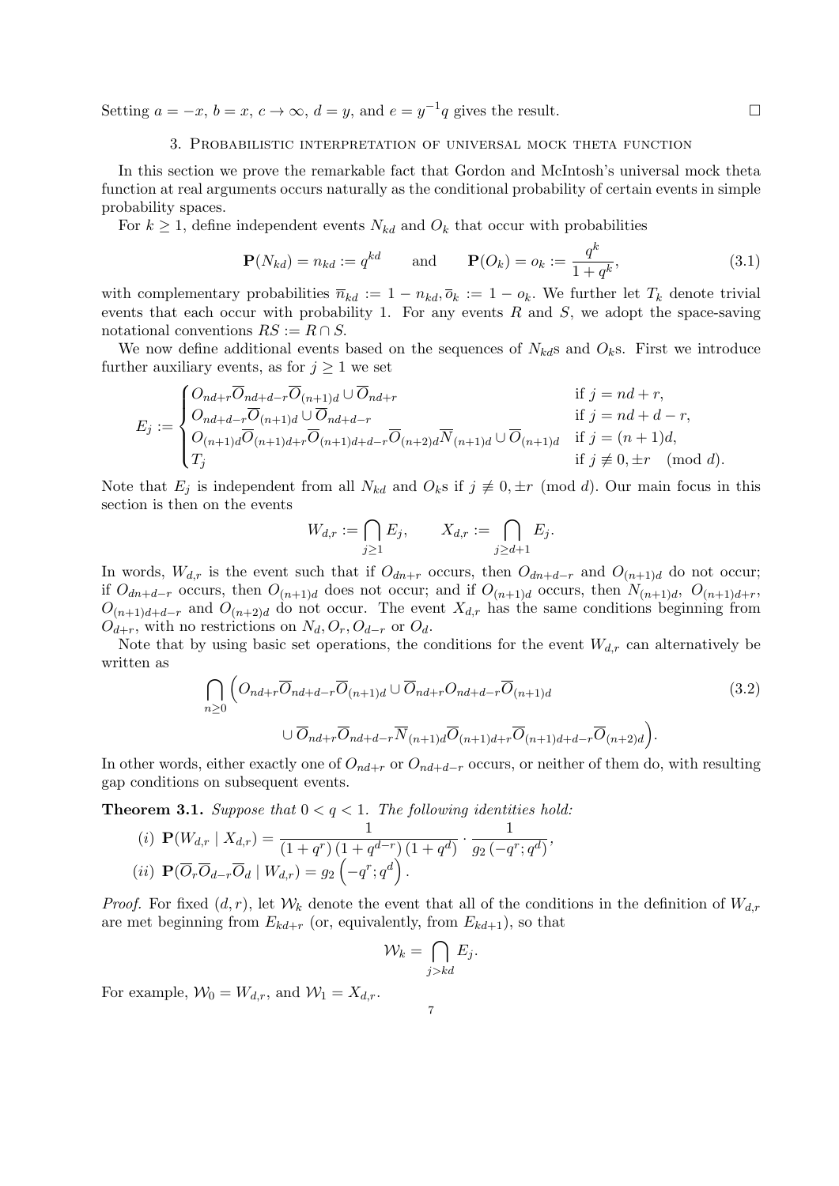Setting $a = -x$, $b = x$, $c \to \infty$, $d = y$, and $e = y^{-1}q$ gives the result. $\square$

## 3. Probabilistic interpretation of universal mock theta function

In this section we prove the remarkable fact that Gordon and McIntosh's universal mock theta function at real arguments occurs naturally as the conditional probability of certain events in simple probability spaces.

For $k \geq 1$, define independent events $N_{kd}$ and $O_k$ that occur with probabilities

$$\mathbf{P}(N_{kd}) = n_{kd} := q^{kd} \qquad \text{and} \qquad \mathbf{P}(O_k) = o_k := \frac{q^k}{1+q^k}, \tag{3.1}$$

with complementary probabilities $\overline{n}_{kd} := 1 - n_{kd}, \overline{o}_k := 1 - o_k$. We further let $T_k$ denote trivial events that each occur with probability 1. For any events $R$ and $S$, we adopt the space-saving notational conventions $RS := R \cap S$.

We now define additional events based on the sequences of $N_{kd}$s and $O_k$s. First we introduce further auxiliary events, as for $j \geq 1$ we set

$$E_j := \begin{cases} O_{nd+r}\overline{O}_{nd+d-r}\overline{O}_{(n+1)d} \cup \overline{O}_{nd+r} & \text{if } j = nd+r, \\ O_{nd+d-r}\overline{O}_{(n+1)d} \cup \overline{O}_{nd+d-r} & \text{if } j = nd+d-r, \\ O_{(n+1)d}\overline{O}_{(n+1)d+r}\overline{O}_{(n+1)d+d-r}\overline{O}_{(n+2)d}\overline{N}_{(n+1)d} \cup \overline{O}_{(n+1)d} & \text{if } j = (n+1)d, \\ T_j & \text{if } j \not\equiv 0, \pm r \pmod{d}. \end{cases}$$

Note that $E_j$ is independent from all $N_{kd}$ and $O_k$s if $j \not\equiv 0, \pm r \pmod{d}$. Our main focus in this section is then on the events

$$W_{d,r} := \bigcap_{j \geq 1} E_j, \qquad X_{d,r} := \bigcap_{j \geq d+1} E_j.$$

In words, $W_{d,r}$ is the event such that if $O_{dn+r}$ occurs, then $O_{dn+d-r}$ and $O_{(n+1)d}$ do not occur; if $O_{dn+d-r}$ occurs, then $O_{(n+1)d}$ does not occur; and if $O_{(n+1)d}$ occurs, then $N_{(n+1)d}$, $O_{(n+1)d+r}$, $O_{(n+1)d+d-r}$ and $O_{(n+2)d}$ do not occur. The event $X_{d,r}$ has the same conditions beginning from $O_{d+r}$, with no restrictions on $N_d, O_r, O_{d-r}$ or $O_d$.

Note that by using basic set operations, the conditions for the event $W_{d,r}$ can alternatively be written as

$$\bigcap_{n \geq 0} \Big( O_{nd+r}\overline{O}_{nd+d-r}\overline{O}_{(n+1)d} \cup \overline{O}_{nd+r}O_{nd+d-r}\overline{O}_{(n+1)d} \tag{3.2}$$
$$\cup\, \overline{O}_{nd+r}\overline{O}_{nd+d-r}\overline{N}_{(n+1)d}\overline{O}_{(n+1)d+r}\overline{O}_{(n+1)d+d-r}\overline{O}_{(n+2)d} \Big).$$

In other words, either exactly one of $O_{nd+r}$ or $O_{nd+d-r}$ occurs, or neither of them do, with resulting gap conditions on subsequent events.

**Theorem 3.1.** *Suppose that $0 < q < 1$. The following identities hold:*

(i) $\mathbf{P}(W_{d,r} \mid X_{d,r}) = \dfrac{1}{(1+q^r)(1+q^{d-r})(1+q^d)} \cdot \dfrac{1}{g_2(-q^r; q^d)}$,

(ii) $\mathbf{P}(\overline{O}_r\overline{O}_{d-r}\overline{O}_d \mid W_{d,r}) = g_2\left(-q^r; q^d\right)$.

*Proof.* For fixed $(d,r)$, let $\mathcal{W}_k$ denote the event that all of the conditions in the definition of $W_{d,r}$ are met beginning from $E_{kd+r}$ (or, equivalently, from $E_{kd+1}$), so that

$$\mathcal{W}_k = \bigcap_{j > kd} E_j.$$

For example, $\mathcal{W}_0 = W_{d,r}$, and $\mathcal{W}_1 = X_{d,r}$.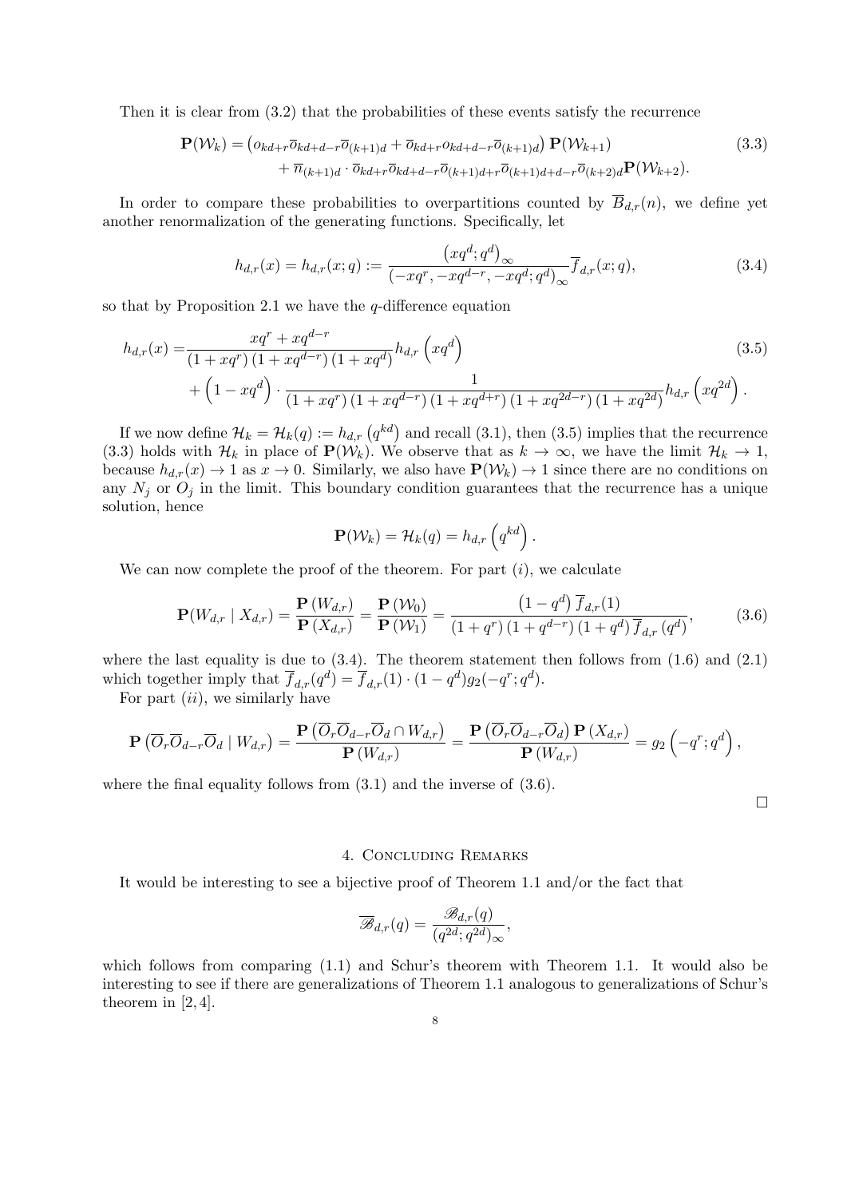Then it is clear from (3.2) that the probabilities of these events satisfy the recurrence

$$
\begin{aligned}
\mathbf{P}(\mathcal{W}_k) = &\left(o_{kd+r}\overline{o}_{kd+d-r}\overline{o}_{(k+1)d} + \overline{o}_{kd+r}o_{kd+d-r}\overline{o}_{(k+1)d}\right)\mathbf{P}(\mathcal{W}_{k+1}) \\
&+ \overline{n}_{(k+1)d}\cdot \overline{o}_{kd+r}\overline{o}_{kd+d-r}\overline{o}_{(k+1)d+r}\overline{o}_{(k+1)d+d-r}\overline{o}_{(k+2)d}\mathbf{P}(\mathcal{W}_{k+2}).
\end{aligned} \tag{3.3}
$$

In order to compare these probabilities to overpartitions counted by $\overline{B}_{d,r}(n)$, we define yet another renormalization of the generating functions. Specifically, let

$$
h_{d,r}(x) = h_{d,r}(x;q) := \frac{\left(xq^d;q^d\right)_\infty}{\left(-xq^r,-xq^{d-r},-xq^d;q^d\right)_\infty}\overline{f}_{d,r}(x;q), \tag{3.4}
$$

so that by Proposition 2.1 we have the $q$-difference equation

$$
\begin{aligned}
h_{d,r}(x) =& \frac{xq^r + xq^{d-r}}{\left(1+xq^r\right)\left(1+xq^{d-r}\right)\left(1+xq^d\right)}h_{d,r}\left(xq^d\right) \\
&+ \left(1-xq^d\right)\cdot\frac{1}{\left(1+xq^r\right)\left(1+xq^{d-r}\right)\left(1+xq^{d+r}\right)\left(1+xq^{2d-r}\right)\left(1+xq^{2d}\right)}h_{d,r}\left(xq^{2d}\right).
\end{aligned} \tag{3.5}
$$

If we now define $\mathcal{H}_k = \mathcal{H}_k(q) := h_{d,r}\left(q^{kd}\right)$ and recall (3.1), then (3.5) implies that the recurrence (3.3) holds with $\mathcal{H}_k$ in place of $\mathbf{P}(\mathcal{W}_k)$. We observe that as $k \to \infty$, we have the limit $\mathcal{H}_k \to 1$, because $h_{d,r}(x) \to 1$ as $x \to 0$. Similarly, we also have $\mathbf{P}(\mathcal{W}_k) \to 1$ since there are no conditions on any $N_j$ or $O_j$ in the limit. This boundary condition guarantees that the recurrence has a unique solution, hence

$$
\mathbf{P}(\mathcal{W}_k) = \mathcal{H}_k(q) = h_{d,r}\left(q^{kd}\right).
$$

We can now complete the proof of the theorem. For part $(i)$, we calculate

$$
\mathbf{P}(W_{d,r} \mid X_{d,r}) = \frac{\mathbf{P}\left(W_{d,r}\right)}{\mathbf{P}\left(X_{d,r}\right)} = \frac{\mathbf{P}\left(\mathcal{W}_0\right)}{\mathbf{P}\left(\mathcal{W}_1\right)} = \frac{\left(1-q^d\right)\overline{f}_{d,r}(1)}{\left(1+q^r\right)\left(1+q^{d-r}\right)\left(1+q^d\right)\overline{f}_{d,r}\left(q^d\right)}, \tag{3.6}
$$

where the last equality is due to (3.4). The theorem statement then follows from (1.6) and (2.1) which together imply that $\overline{f}_{d,r}(q^d) = \overline{f}_{d,r}(1)\cdot(1-q^d)g_2(-q^r;q^d)$.

For part $(ii)$, we similarly have

$$
\mathbf{P}\left(\overline{O}_r\overline{O}_{d-r}\overline{O}_d \mid W_{d,r}\right) = \frac{\mathbf{P}\left(\overline{O}_r\overline{O}_{d-r}\overline{O}_d \cap W_{d,r}\right)}{\mathbf{P}\left(W_{d,r}\right)} = \frac{\mathbf{P}\left(\overline{O}_r\overline{O}_{d-r}\overline{O}_d\right)\mathbf{P}\left(X_{d,r}\right)}{\mathbf{P}\left(W_{d,r}\right)} = g_2\left(-q^r;q^d\right),
$$

where the final equality follows from (3.1) and the inverse of (3.6).

□

## 4. Concluding Remarks

It would be interesting to see a bijective proof of Theorem 1.1 and/or the fact that

$$
\overline{\mathscr{B}}_{d,r}(q) = \frac{\mathscr{B}_{d,r}(q)}{(q^{2d};q^{2d})_\infty},
$$

which follows from comparing (1.1) and Schur's theorem with Theorem 1.1. It would also be interesting to see if there are generalizations of Theorem 1.1 analogous to generalizations of Schur's theorem in [2, 4].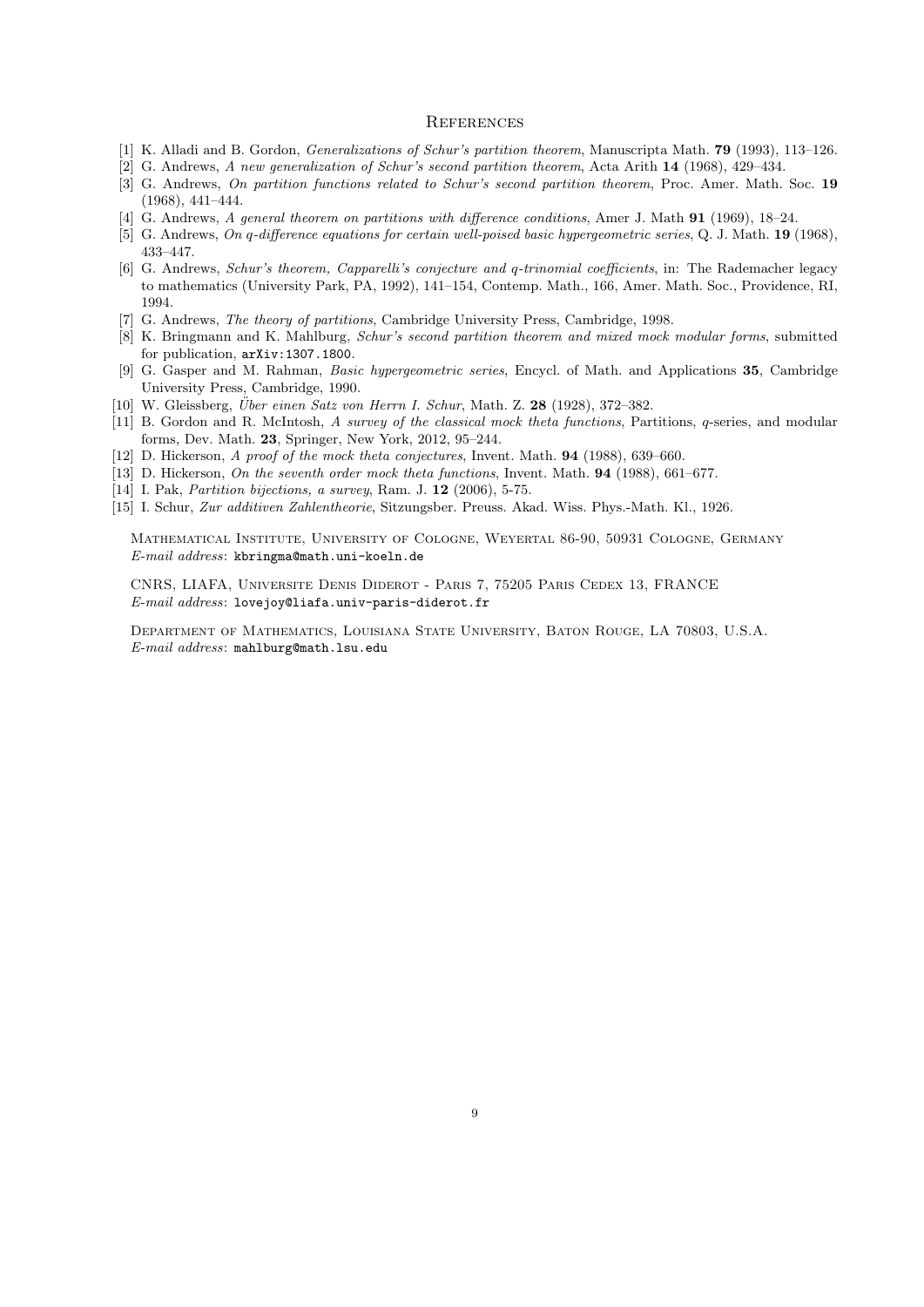## References

[1] K. Alladi and B. Gordon, *Generalizations of Schur's partition theorem*, Manuscripta Math. **79** (1993), 113–126.

[2] G. Andrews, *A new generalization of Schur's second partition theorem*, Acta Arith **14** (1968), 429–434.

[3] G. Andrews, *On partition functions related to Schur's second partition theorem*, Proc. Amer. Math. Soc. **19** (1968), 441–444.

[4] G. Andrews, *A general theorem on partitions with difference conditions*, Amer J. Math **91** (1969), 18–24.

[5] G. Andrews, *On q-difference equations for certain well-poised basic hypergeometric series*, Q. J. Math. **19** (1968), 433–447.

[6] G. Andrews, *Schur's theorem, Capparelli's conjecture and q-trinomial coefficients*, in: The Rademacher legacy to mathematics (University Park, PA, 1992), 141–154, Contemp. Math., 166, Amer. Math. Soc., Providence, RI, 1994.

[7] G. Andrews, *The theory of partitions*, Cambridge University Press, Cambridge, 1998.

[8] K. Bringmann and K. Mahlburg, *Schur's second partition theorem and mixed mock modular forms*, submitted for publication, arXiv:1307.1800.

[9] G. Gasper and M. Rahman, *Basic hypergeometric series*, Encycl. of Math. and Applications **35**, Cambridge University Press, Cambridge, 1990.

[10] W. Gleissberg, *Über einen Satz von Herrn I. Schur*, Math. Z. **28** (1928), 372–382.

[11] B. Gordon and R. McIntosh, *A survey of the classical mock theta functions*, Partitions, q-series, and modular forms, Dev. Math. **23**, Springer, New York, 2012, 95–244.

[12] D. Hickerson, *A proof of the mock theta conjectures*, Invent. Math. **94** (1988), 639–660.

[13] D. Hickerson, *On the seventh order mock theta functions*, Invent. Math. **94** (1988), 661–677.

[14] I. Pak, *Partition bijections, a survey*, Ram. J. **12** (2006), 5-75.

[15] I. Schur, *Zur additiven Zahlentheorie*, Sitzungsber. Preuss. Akad. Wiss. Phys.-Math. Kl., 1926.

Mathematical Institute, University of Cologne, Weyertal 86-90, 50931 Cologne, Germany
*E-mail address*: kbringma@math.uni-koeln.de

CNRS, LIAFA, Universite Denis Diderot - Paris 7, 75205 Paris Cedex 13, FRANCE
*E-mail address*: lovejoy@liafa.univ-paris-diderot.fr

Department of Mathematics, Louisiana State University, Baton Rouge, LA 70803, U.S.A.
*E-mail address*: mahlburg@math.lsu.edu